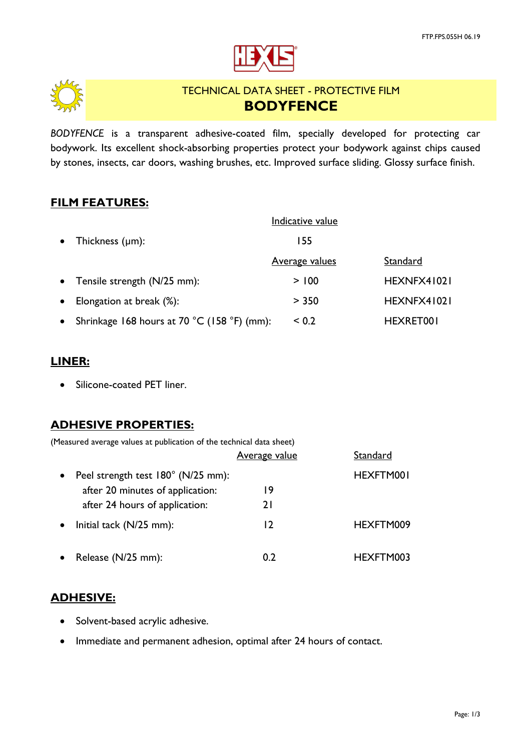# TECHNICAL DATA SHEET - PROTECTIVE FILM

# BODYFENCE

*BODYFENCE* is a transparent adhesive-coated film, specially developed for protecting car bodywork. Its excellent shock-absorbing properties protect your bodywork against chips caused by stones, insects, car doors, washing brushes, etc. Improved surface sliding. Glossy surface finish.

## FILM FEATURES:

| | Indicative value | |
|---|---|---|
| • Thickness (µm): | 155 | |
| | **Average values** | **Standard** |
| • Tensile strength (N/25 mm): | > 100 | HEXNFX41021 |
| • Elongation at break (%): | > 350 | HEXNFX41021 |
| • Shrinkage 168 hours at 70 °C (158 °F) (mm): | < 0.2 | HEXRET001 |

## LINER:

- Silicone-coated PET liner.

## ADHESIVE PROPERTIES:

(Measured average values at publication of the technical data sheet)

| | Average value | Standard |
|---|---|---|
| • Peel strength test 180° (N/25 mm): | | HEXFTM001 |
| after 20 minutes of application: | 19 | |
| after 24 hours of application: | 21 | |
| • Initial tack (N/25 mm): | 12 | HEXFTM009 |
| • Release (N/25 mm): | 0.2 | HEXFTM003 |

## ADHESIVE:

- Solvent-based acrylic adhesive.
- Immediate and permanent adhesion, optimal after 24 hours of contact.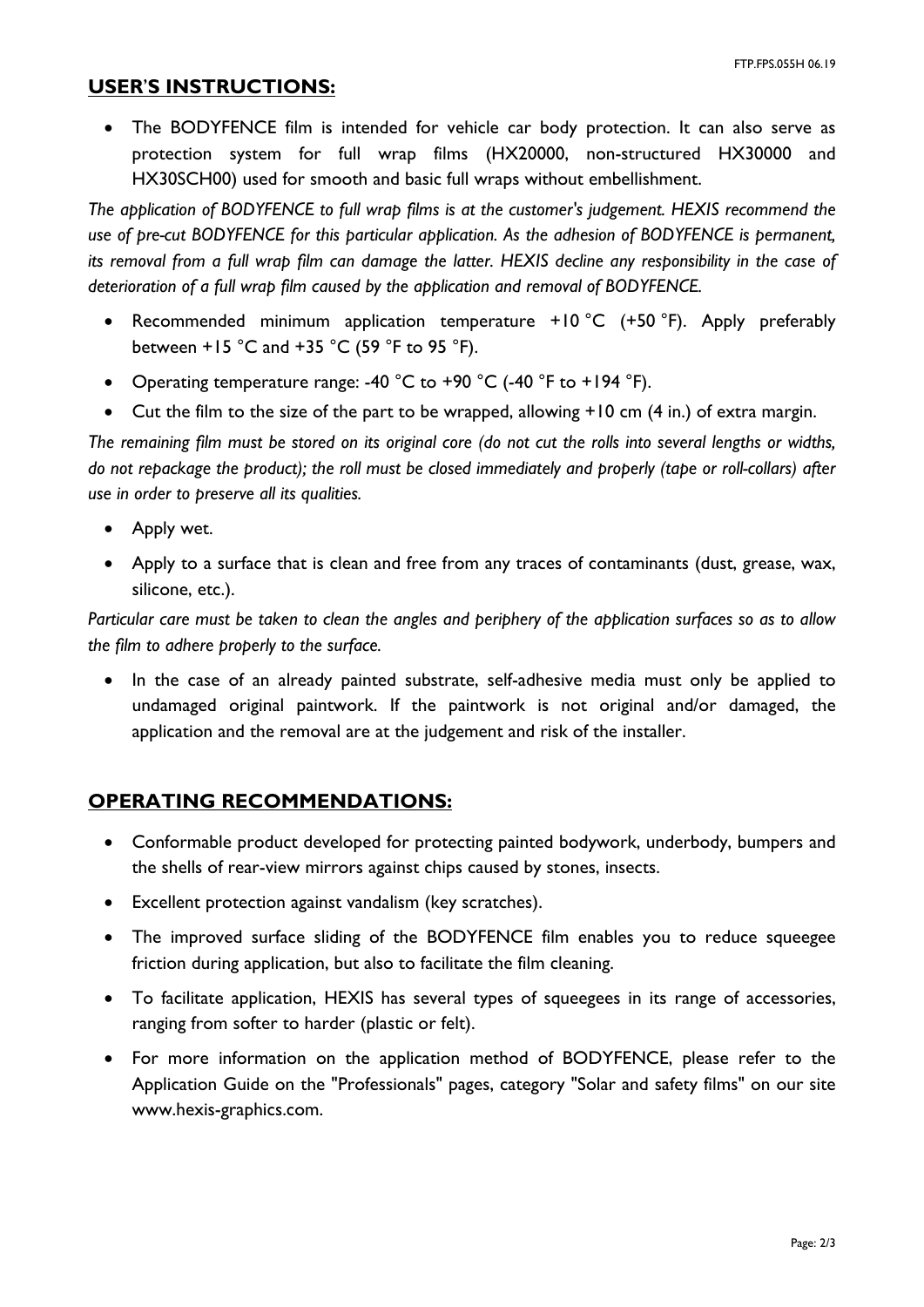## USER'S INSTRUCTIONS:

- The BODYFENCE film is intended for vehicle car body protection. It can also serve as protection system for full wrap films (HX20000, non-structured HX30000 and HX30SCH00) used for smooth and basic full wraps without embellishment.

*The application of BODYFENCE to full wrap films is at the customer's judgement. HEXIS recommend the use of pre-cut BODYFENCE for this particular application. As the adhesion of BODYFENCE is permanent, its removal from a full wrap film can damage the latter. HEXIS decline any responsibility in the case of deterioration of a full wrap film caused by the application and removal of BODYFENCE.*

- Recommended minimum application temperature +10 °C (+50 °F). Apply preferably between +15 °C and +35 °C (59 °F to 95 °F).
- Operating temperature range: -40 °C to +90 °C (-40 °F to +194 °F).
- Cut the film to the size of the part to be wrapped, allowing +10 cm (4 in.) of extra margin.

*The remaining film must be stored on its original core (do not cut the rolls into several lengths or widths, do not repackage the product); the roll must be closed immediately and properly (tape or roll-collars) after use in order to preserve all its qualities.*

- Apply wet.
- Apply to a surface that is clean and free from any traces of contaminants (dust, grease, wax, silicone, etc.).

*Particular care must be taken to clean the angles and periphery of the application surfaces so as to allow the film to adhere properly to the surface.*

- In the case of an already painted substrate, self-adhesive media must only be applied to undamaged original paintwork. If the paintwork is not original and/or damaged, the application and the removal are at the judgement and risk of the installer.

## OPERATING RECOMMENDATIONS:

- Conformable product developed for protecting painted bodywork, underbody, bumpers and the shells of rear-view mirrors against chips caused by stones, insects.
- Excellent protection against vandalism (key scratches).
- The improved surface sliding of the BODYFENCE film enables you to reduce squeegee friction during application, but also to facilitate the film cleaning.
- To facilitate application, HEXIS has several types of squeegees in its range of accessories, ranging from softer to harder (plastic or felt).
- For more information on the application method of BODYFENCE, please refer to the Application Guide on the "Professionals" pages, category "Solar and safety films" on our site www.hexis-graphics.com.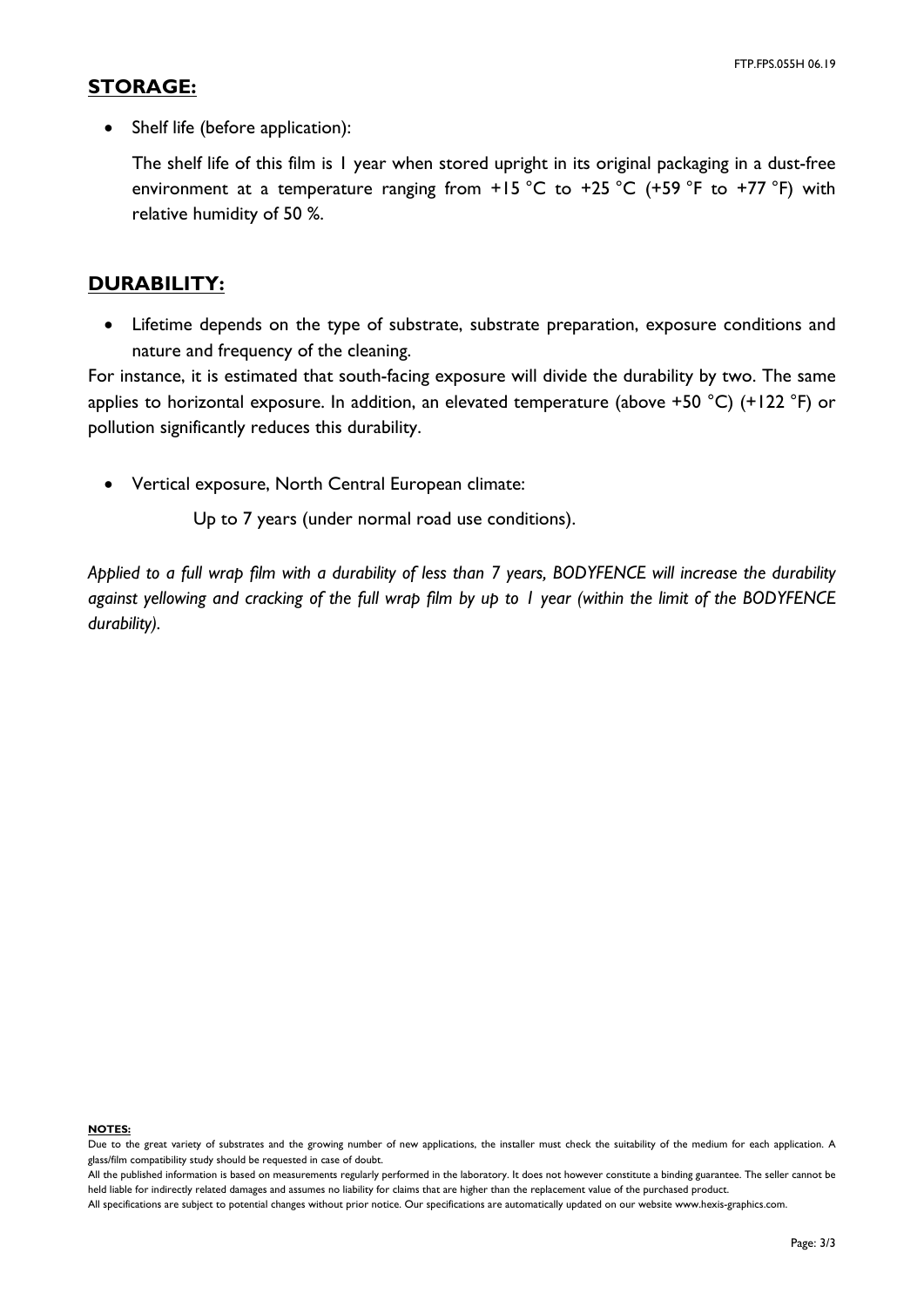## STORAGE:

- Shelf life (before application):

  The shelf life of this film is 1 year when stored upright in its original packaging in a dust-free environment at a temperature ranging from +15 °C to +25 °C (+59 °F to +77 °F) with relative humidity of 50 %.

## DURABILITY:

- Lifetime depends on the type of substrate, substrate preparation, exposure conditions and nature and frequency of the cleaning.

For instance, it is estimated that south-facing exposure will divide the durability by two. The same applies to horizontal exposure. In addition, an elevated temperature (above +50 °C) (+122 °F) or pollution significantly reduces this durability.

- Vertical exposure, North Central European climate:

  Up to 7 years (under normal road use conditions).

*Applied to a full wrap film with a durability of less than 7 years, BODYFENCE will increase the durability against yellowing and cracking of the full wrap film by up to 1 year (within the limit of the BODYFENCE durability).*

**NOTES:**

Due to the great variety of substrates and the growing number of new applications, the installer must check the suitability of the medium for each application. A glass/film compatibility study should be requested in case of doubt.

All the published information is based on measurements regularly performed in the laboratory. It does not however constitute a binding guarantee. The seller cannot be held liable for indirectly related damages and assumes no liability for claims that are higher than the replacement value of the purchased product.

All specifications are subject to potential changes without prior notice. Our specifications are automatically updated on our website www.hexis-graphics.com.